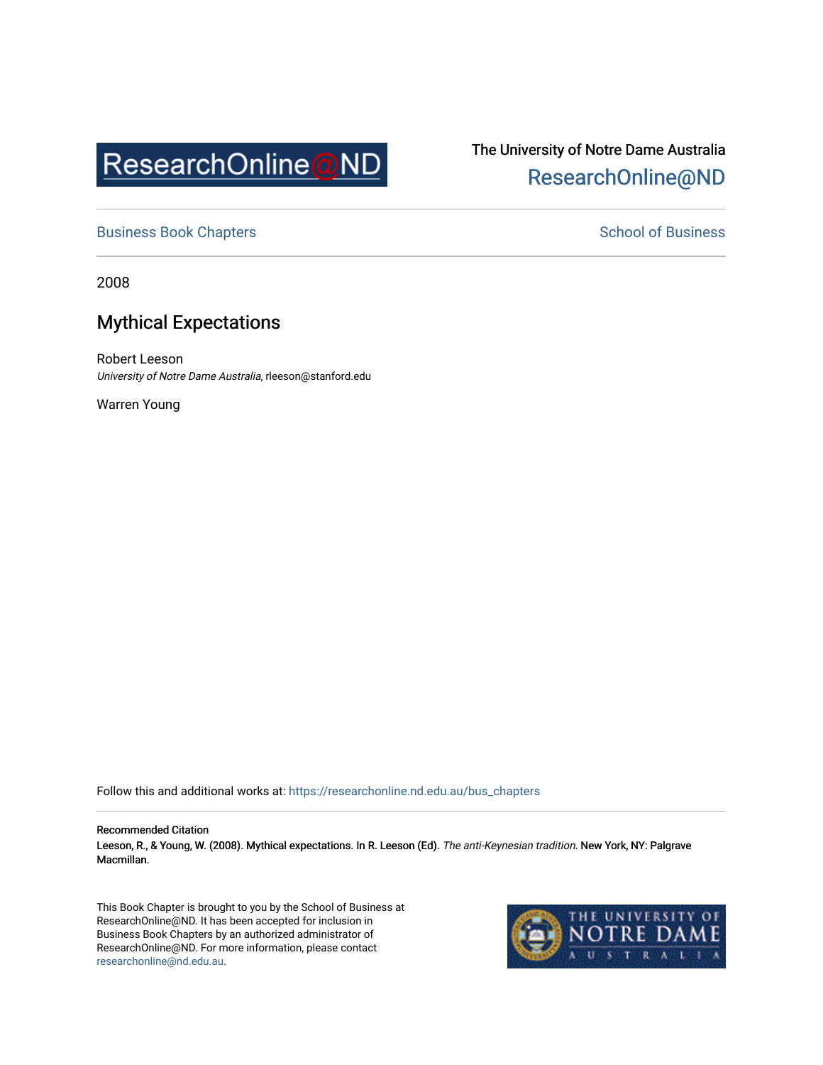ResearchOnline@ND

The University of Notre Dame Australia
ResearchOnline@ND

Business Book Chapters | School of Business

2008

# Mythical Expectations

Robert Leeson
*University of Notre Dame Australia*, rleeson@stanford.edu

Warren Young

Follow this and additional works at: https://researchonline.nd.edu.au/bus_chapters

**Recommended Citation**
Leeson, R., & Young, W. (2008). Mythical expectations. In R. Leeson (Ed). *The anti-Keynesian tradition*. New York, NY: Palgrave Macmillan.

This Book Chapter is brought to you by the School of Business at ResearchOnline@ND. It has been accepted for inclusion in Business Book Chapters by an authorized administrator of ResearchOnline@ND. For more information, please contact researchonline@nd.edu.au.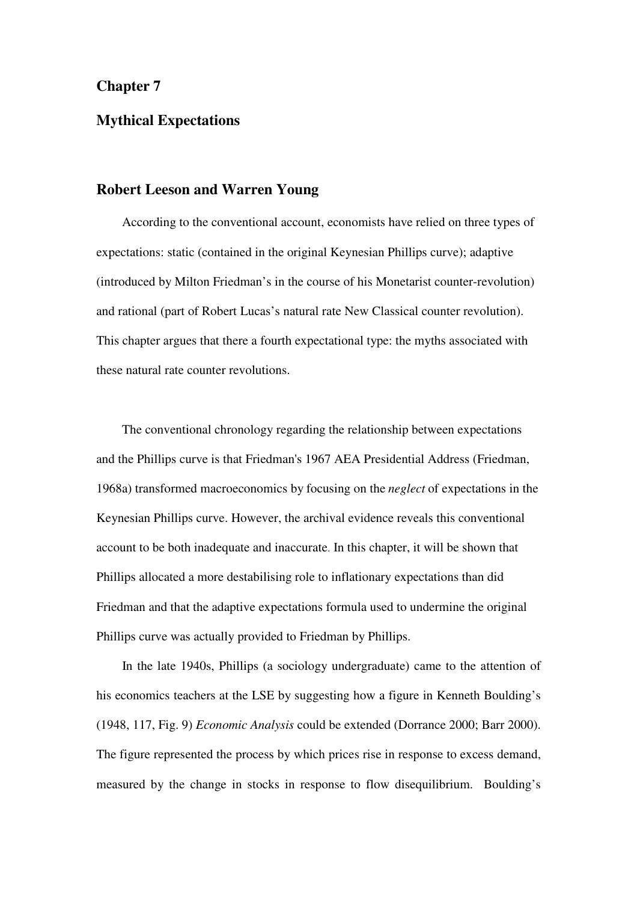# Chapter 7

## Mythical Expectations

### Robert Leeson and Warren Young

According to the conventional account, economists have relied on three types of expectations: static (contained in the original Keynesian Phillips curve); adaptive (introduced by Milton Friedman's in the course of his Monetarist counter-revolution) and rational (part of Robert Lucas's natural rate New Classical counter revolution). This chapter argues that there a fourth expectational type: the myths associated with these natural rate counter revolutions.

The conventional chronology regarding the relationship between expectations and the Phillips curve is that Friedman's 1967 AEA Presidential Address (Friedman, 1968a) transformed macroeconomics by focusing on the *neglect* of expectations in the Keynesian Phillips curve. However, the archival evidence reveals this conventional account to be both inadequate and inaccurate. In this chapter, it will be shown that Phillips allocated a more destabilising role to inflationary expectations than did Friedman and that the adaptive expectations formula used to undermine the original Phillips curve was actually provided to Friedman by Phillips.

In the late 1940s, Phillips (a sociology undergraduate) came to the attention of his economics teachers at the LSE by suggesting how a figure in Kenneth Boulding's (1948, 117, Fig. 9) *Economic Analysis* could be extended (Dorrance 2000; Barr 2000). The figure represented the process by which prices rise in response to excess demand, measured by the change in stocks in response to flow disequilibrium. Boulding's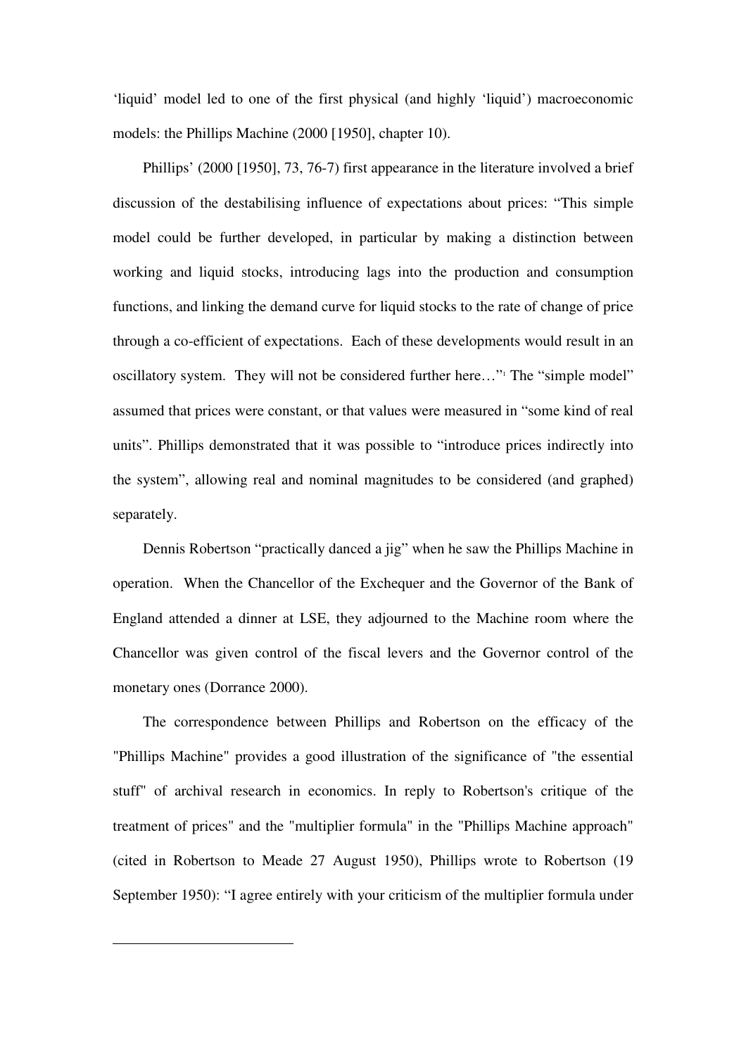‘liquid’ model led to one of the first physical (and highly ‘liquid’) macroeconomic models: the Phillips Machine (2000 [1950], chapter 10).

Phillips’ (2000 [1950], 73, 76-7) first appearance in the literature involved a brief discussion of the destabilising influence of expectations about prices: “This simple model could be further developed, in particular by making a distinction between working and liquid stocks, introducing lags into the production and consumption functions, and linking the demand curve for liquid stocks to the rate of change of price through a co-efficient of expectations. Each of these developments would result in an oscillatory system. They will not be considered further here…”[1] The “simple model” assumed that prices were constant, or that values were measured in “some kind of real units”. Phillips demonstrated that it was possible to “introduce prices indirectly into the system”, allowing real and nominal magnitudes to be considered (and graphed) separately.

Dennis Robertson “practically danced a jig” when he saw the Phillips Machine in operation. When the Chancellor of the Exchequer and the Governor of the Bank of England attended a dinner at LSE, they adjourned to the Machine room where the Chancellor was given control of the fiscal levers and the Governor control of the monetary ones (Dorrance 2000).

The correspondence between Phillips and Robertson on the efficacy of the "Phillips Machine" provides a good illustration of the significance of "the essential stuff" of archival research in economics. In reply to Robertson's critique of the treatment of prices" and the "multiplier formula" in the "Phillips Machine approach" (cited in Robertson to Meade 27 August 1950), Phillips wrote to Robertson (19 September 1950): “I agree entirely with your criticism of the multiplier formula under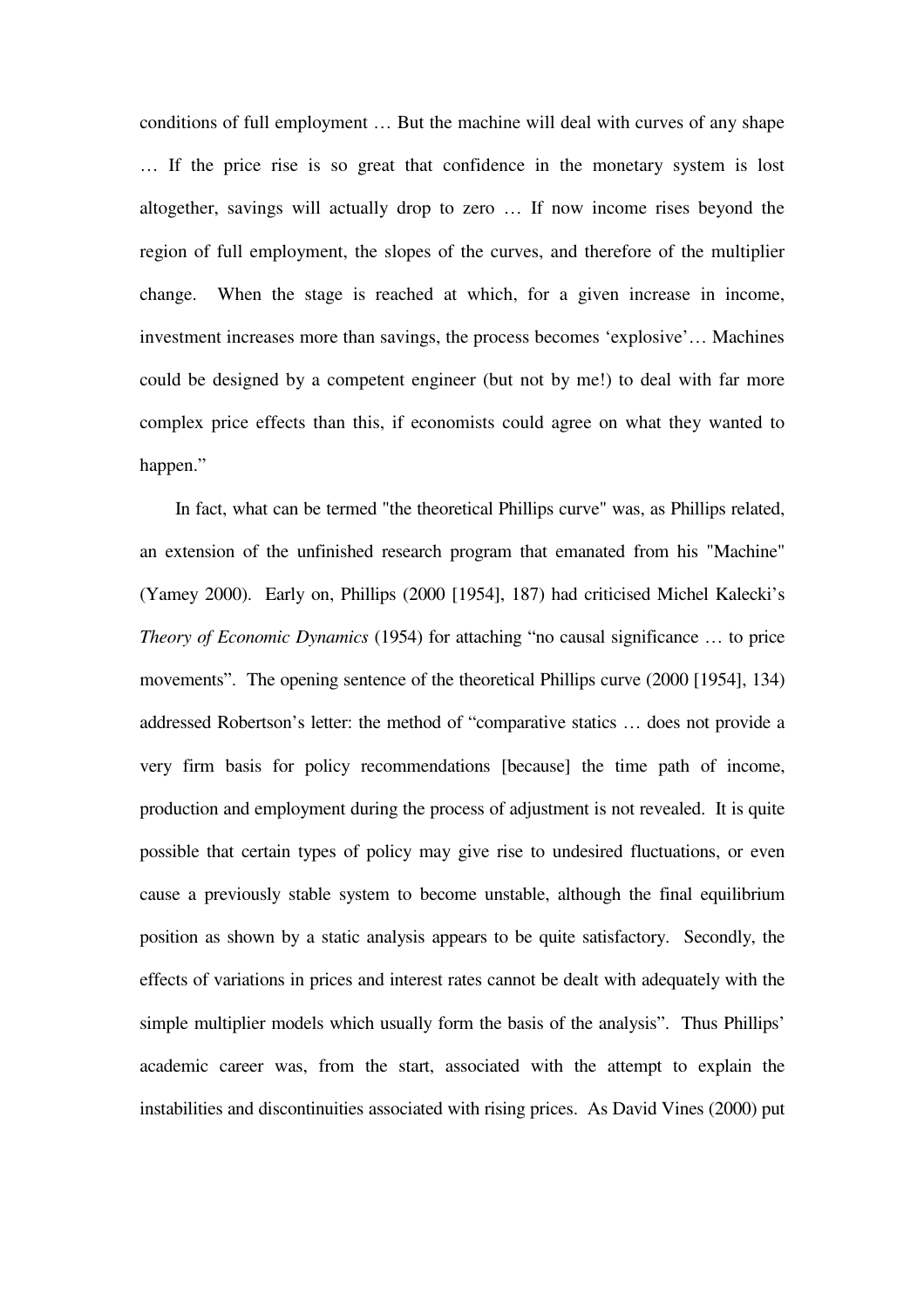conditions of full employment … But the machine will deal with curves of any shape … If the price rise is so great that confidence in the monetary system is lost altogether, savings will actually drop to zero … If now income rises beyond the region of full employment, the slopes of the curves, and therefore of the multiplier change. When the stage is reached at which, for a given increase in income, investment increases more than savings, the process becomes 'explosive'… Machines could be designed by a competent engineer (but not by me!) to deal with far more complex price effects than this, if economists could agree on what they wanted to happen."

In fact, what can be termed "the theoretical Phillips curve" was, as Phillips related, an extension of the unfinished research program that emanated from his "Machine" (Yamey 2000). Early on, Phillips (2000 [1954], 187) had criticised Michel Kalecki's *Theory of Economic Dynamics* (1954) for attaching "no causal significance … to price movements". The opening sentence of the theoretical Phillips curve (2000 [1954], 134) addressed Robertson's letter: the method of "comparative statics … does not provide a very firm basis for policy recommendations [because] the time path of income, production and employment during the process of adjustment is not revealed. It is quite possible that certain types of policy may give rise to undesired fluctuations, or even cause a previously stable system to become unstable, although the final equilibrium position as shown by a static analysis appears to be quite satisfactory. Secondly, the effects of variations in prices and interest rates cannot be dealt with adequately with the simple multiplier models which usually form the basis of the analysis". Thus Phillips' academic career was, from the start, associated with the attempt to explain the instabilities and discontinuities associated with rising prices. As David Vines (2000) put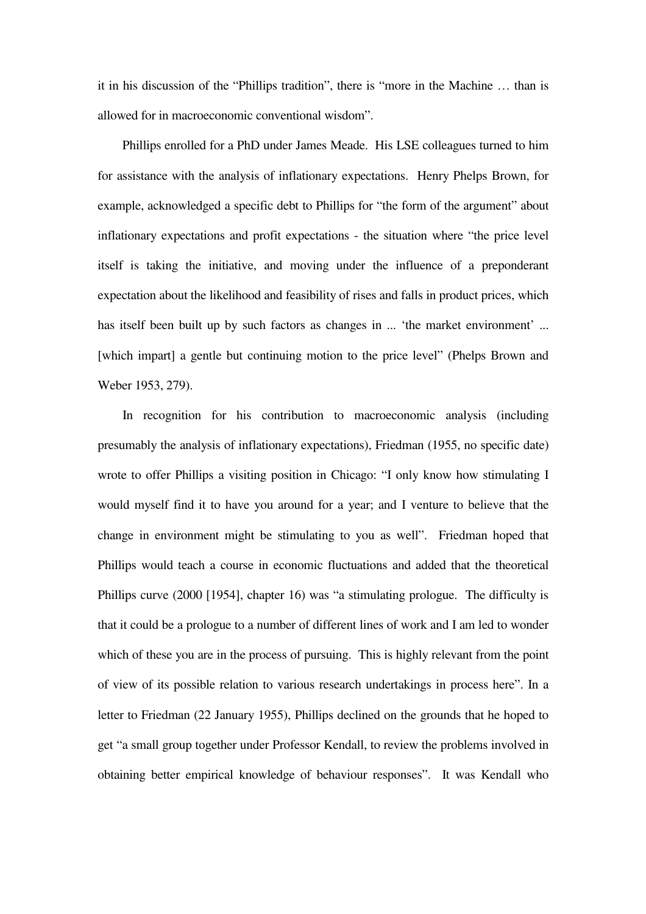it in his discussion of the "Phillips tradition", there is "more in the Machine … than is allowed for in macroeconomic conventional wisdom".

Phillips enrolled for a PhD under James Meade. His LSE colleagues turned to him for assistance with the analysis of inflationary expectations. Henry Phelps Brown, for example, acknowledged a specific debt to Phillips for "the form of the argument" about inflationary expectations and profit expectations - the situation where "the price level itself is taking the initiative, and moving under the influence of a preponderant expectation about the likelihood and feasibility of rises and falls in product prices, which has itself been built up by such factors as changes in ... 'the market environment' ... [which impart] a gentle but continuing motion to the price level" (Phelps Brown and Weber 1953, 279).

In recognition for his contribution to macroeconomic analysis (including presumably the analysis of inflationary expectations), Friedman (1955, no specific date) wrote to offer Phillips a visiting position in Chicago: "I only know how stimulating I would myself find it to have you around for a year; and I venture to believe that the change in environment might be stimulating to you as well". Friedman hoped that Phillips would teach a course in economic fluctuations and added that the theoretical Phillips curve (2000 [1954], chapter 16) was "a stimulating prologue. The difficulty is that it could be a prologue to a number of different lines of work and I am led to wonder which of these you are in the process of pursuing. This is highly relevant from the point of view of its possible relation to various research undertakings in process here". In a letter to Friedman (22 January 1955), Phillips declined on the grounds that he hoped to get "a small group together under Professor Kendall, to review the problems involved in obtaining better empirical knowledge of behaviour responses". It was Kendall who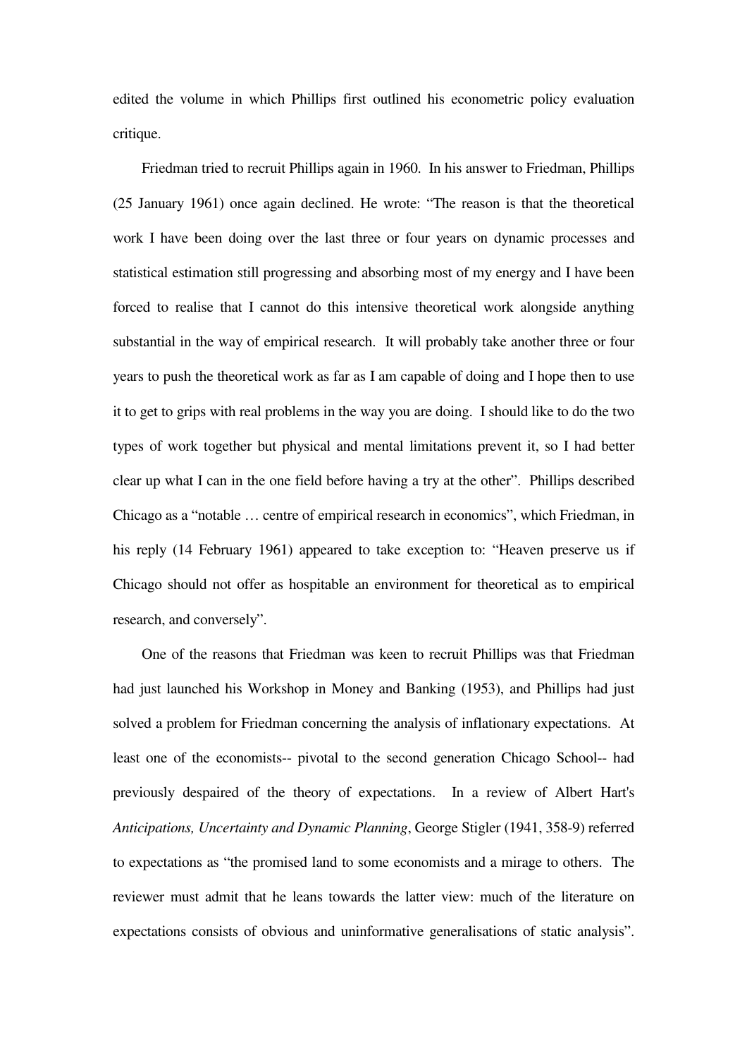edited the volume in which Phillips first outlined his econometric policy evaluation critique.

Friedman tried to recruit Phillips again in 1960. In his answer to Friedman, Phillips (25 January 1961) once again declined. He wrote: "The reason is that the theoretical work I have been doing over the last three or four years on dynamic processes and statistical estimation still progressing and absorbing most of my energy and I have been forced to realise that I cannot do this intensive theoretical work alongside anything substantial in the way of empirical research. It will probably take another three or four years to push the theoretical work as far as I am capable of doing and I hope then to use it to get to grips with real problems in the way you are doing. I should like to do the two types of work together but physical and mental limitations prevent it, so I had better clear up what I can in the one field before having a try at the other". Phillips described Chicago as a "notable … centre of empirical research in economics", which Friedman, in his reply (14 February 1961) appeared to take exception to: "Heaven preserve us if Chicago should not offer as hospitable an environment for theoretical as to empirical research, and conversely".

One of the reasons that Friedman was keen to recruit Phillips was that Friedman had just launched his Workshop in Money and Banking (1953), and Phillips had just solved a problem for Friedman concerning the analysis of inflationary expectations. At least one of the economists-- pivotal to the second generation Chicago School-- had previously despaired of the theory of expectations. In a review of Albert Hart's *Anticipations, Uncertainty and Dynamic Planning*, George Stigler (1941, 358-9) referred to expectations as "the promised land to some economists and a mirage to others. The reviewer must admit that he leans towards the latter view: much of the literature on expectations consists of obvious and uninformative generalisations of static analysis".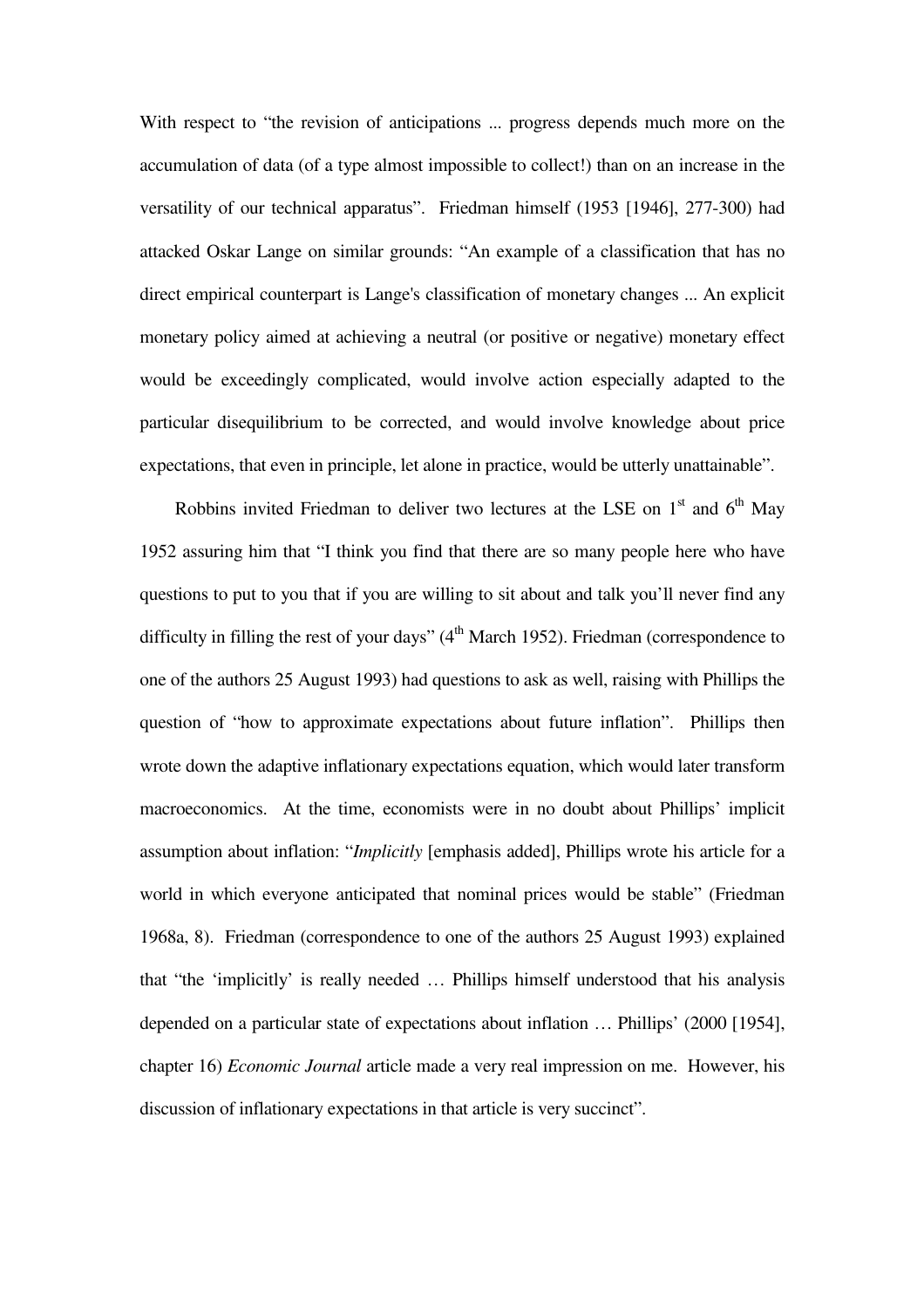With respect to "the revision of anticipations ... progress depends much more on the accumulation of data (of a type almost impossible to collect!) than on an increase in the versatility of our technical apparatus". Friedman himself (1953 [1946], 277-300) had attacked Oskar Lange on similar grounds: "An example of a classification that has no direct empirical counterpart is Lange's classification of monetary changes ... An explicit monetary policy aimed at achieving a neutral (or positive or negative) monetary effect would be exceedingly complicated, would involve action especially adapted to the particular disequilibrium to be corrected, and would involve knowledge about price expectations, that even in principle, let alone in practice, would be utterly unattainable".

Robbins invited Friedman to deliver two lectures at the LSE on 1st and 6th May 1952 assuring him that "I think you find that there are so many people here who have questions to put to you that if you are willing to sit about and talk you'll never find any difficulty in filling the rest of your days" (4th March 1952). Friedman (correspondence to one of the authors 25 August 1993) had questions to ask as well, raising with Phillips the question of "how to approximate expectations about future inflation". Phillips then wrote down the adaptive inflationary expectations equation, which would later transform macroeconomics. At the time, economists were in no doubt about Phillips' implicit assumption about inflation: "*Implicitly* [emphasis added], Phillips wrote his article for a world in which everyone anticipated that nominal prices would be stable" (Friedman 1968a, 8). Friedman (correspondence to one of the authors 25 August 1993) explained that "the 'implicitly' is really needed … Phillips himself understood that his analysis depended on a particular state of expectations about inflation … Phillips' (2000 [1954], chapter 16) *Economic Journal* article made a very real impression on me. However, his discussion of inflationary expectations in that article is very succinct".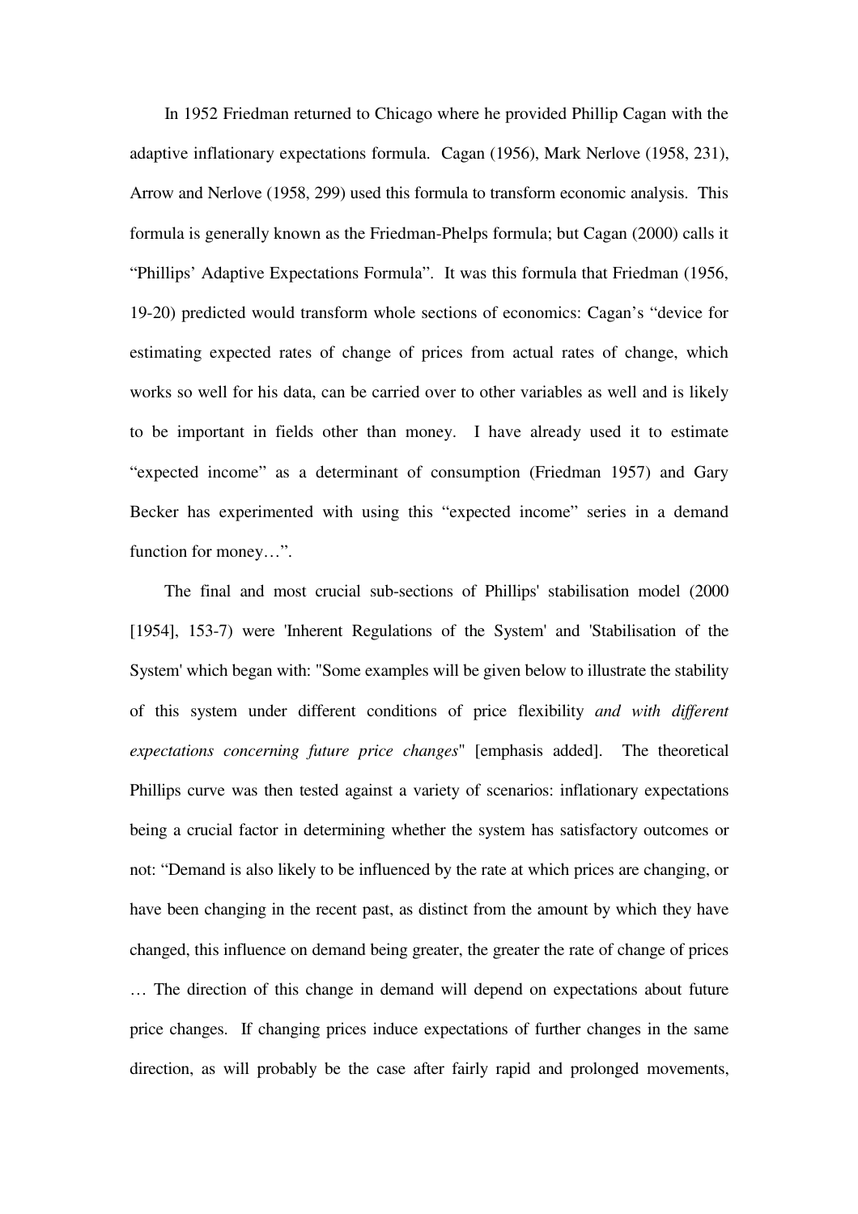In 1952 Friedman returned to Chicago where he provided Phillip Cagan with the adaptive inflationary expectations formula. Cagan (1956), Mark Nerlove (1958, 231), Arrow and Nerlove (1958, 299) used this formula to transform economic analysis. This formula is generally known as the Friedman-Phelps formula; but Cagan (2000) calls it "Phillips' Adaptive Expectations Formula". It was this formula that Friedman (1956, 19-20) predicted would transform whole sections of economics: Cagan's "device for estimating expected rates of change of prices from actual rates of change, which works so well for his data, can be carried over to other variables as well and is likely to be important in fields other than money. I have already used it to estimate "expected income" as a determinant of consumption (Friedman 1957) and Gary Becker has experimented with using this "expected income" series in a demand function for money…".

The final and most crucial sub-sections of Phillips' stabilisation model (2000 [1954], 153-7) were 'Inherent Regulations of the System' and 'Stabilisation of the System' which began with: "Some examples will be given below to illustrate the stability of this system under different conditions of price flexibility *and with different expectations concerning future price changes*" [emphasis added]. The theoretical Phillips curve was then tested against a variety of scenarios: inflationary expectations being a crucial factor in determining whether the system has satisfactory outcomes or not: "Demand is also likely to be influenced by the rate at which prices are changing, or have been changing in the recent past, as distinct from the amount by which they have changed, this influence on demand being greater, the greater the rate of change of prices … The direction of this change in demand will depend on expectations about future price changes. If changing prices induce expectations of further changes in the same direction, as will probably be the case after fairly rapid and prolonged movements,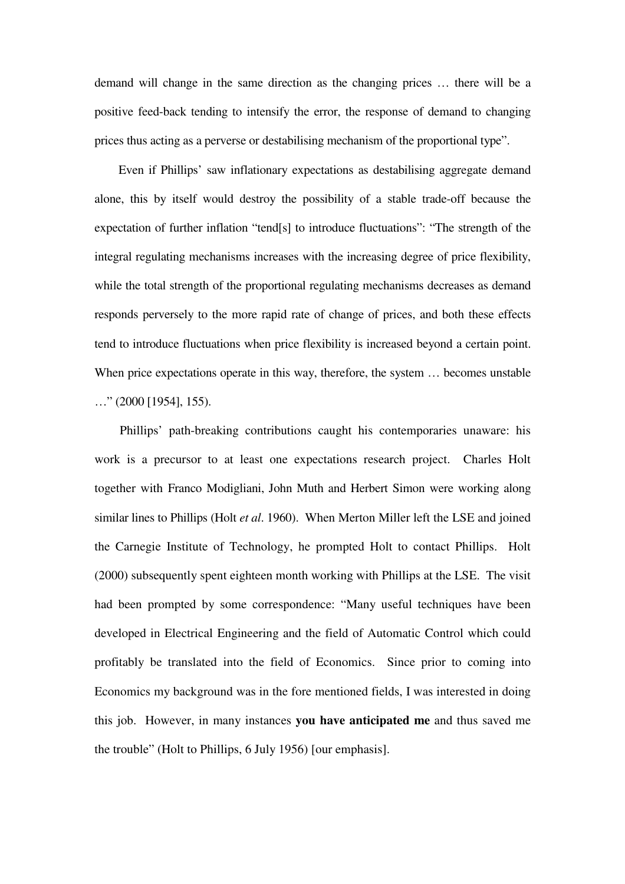demand will change in the same direction as the changing prices … there will be a positive feed-back tending to intensify the error, the response of demand to changing prices thus acting as a perverse or destabilising mechanism of the proportional type".

Even if Phillips' saw inflationary expectations as destabilising aggregate demand alone, this by itself would destroy the possibility of a stable trade-off because the expectation of further inflation "tend[s] to introduce fluctuations": "The strength of the integral regulating mechanisms increases with the increasing degree of price flexibility, while the total strength of the proportional regulating mechanisms decreases as demand responds perversely to the more rapid rate of change of prices, and both these effects tend to introduce fluctuations when price flexibility is increased beyond a certain point. When price expectations operate in this way, therefore, the system … becomes unstable …" (2000 [1954], 155).

Phillips' path-breaking contributions caught his contemporaries unaware: his work is a precursor to at least one expectations research project. Charles Holt together with Franco Modigliani, John Muth and Herbert Simon were working along similar lines to Phillips (Holt *et al*. 1960). When Merton Miller left the LSE and joined the Carnegie Institute of Technology, he prompted Holt to contact Phillips. Holt (2000) subsequently spent eighteen month working with Phillips at the LSE. The visit had been prompted by some correspondence: "Many useful techniques have been developed in Electrical Engineering and the field of Automatic Control which could profitably be translated into the field of Economics. Since prior to coming into Economics my background was in the fore mentioned fields, I was interested in doing this job. However, in many instances **you have anticipated me** and thus saved me the trouble" (Holt to Phillips, 6 July 1956) [our emphasis].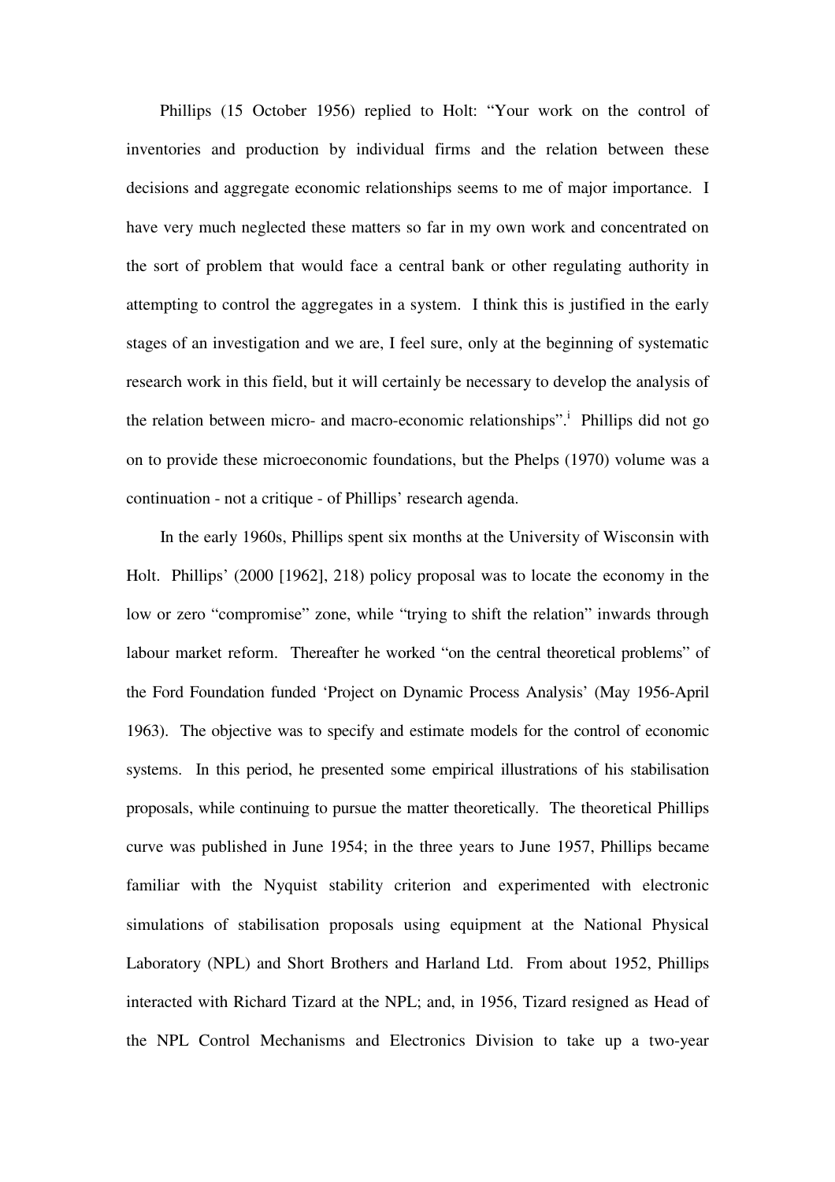Phillips (15 October 1956) replied to Holt: "Your work on the control of inventories and production by individual firms and the relation between these decisions and aggregate economic relationships seems to me of major importance. I have very much neglected these matters so far in my own work and concentrated on the sort of problem that would face a central bank or other regulating authority in attempting to control the aggregates in a system. I think this is justified in the early stages of an investigation and we are, I feel sure, only at the beginning of systematic research work in this field, but it will certainly be necessary to develop the analysis of the relation between micro- and macro-economic relationships".[i] Phillips did not go on to provide these microeconomic foundations, but the Phelps (1970) volume was a continuation - not a critique - of Phillips' research agenda.

In the early 1960s, Phillips spent six months at the University of Wisconsin with Holt. Phillips' (2000 [1962], 218) policy proposal was to locate the economy in the low or zero "compromise" zone, while "trying to shift the relation" inwards through labour market reform. Thereafter he worked "on the central theoretical problems" of the Ford Foundation funded 'Project on Dynamic Process Analysis' (May 1956-April 1963). The objective was to specify and estimate models for the control of economic systems. In this period, he presented some empirical illustrations of his stabilisation proposals, while continuing to pursue the matter theoretically. The theoretical Phillips curve was published in June 1954; in the three years to June 1957, Phillips became familiar with the Nyquist stability criterion and experimented with electronic simulations of stabilisation proposals using equipment at the National Physical Laboratory (NPL) and Short Brothers and Harland Ltd. From about 1952, Phillips interacted with Richard Tizard at the NPL; and, in 1956, Tizard resigned as Head of the NPL Control Mechanisms and Electronics Division to take up a two-year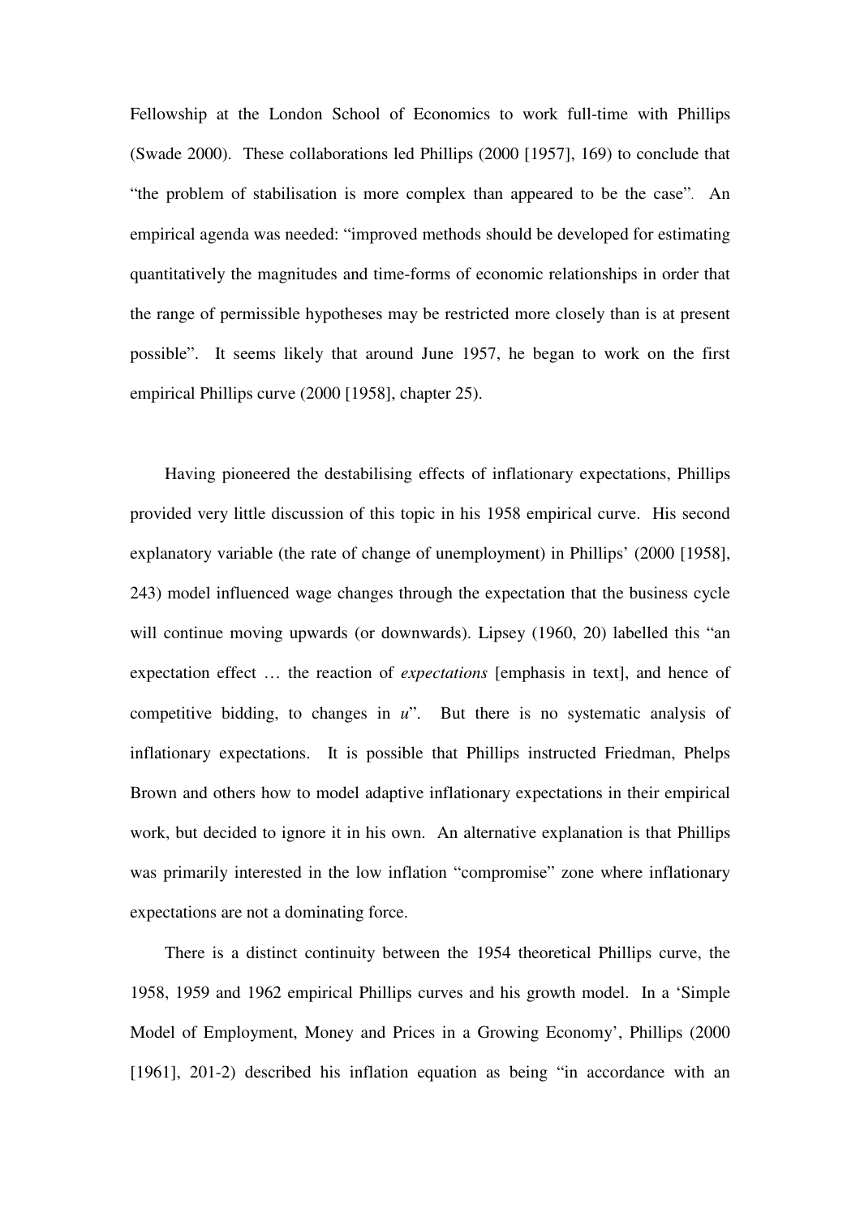Fellowship at the London School of Economics to work full-time with Phillips (Swade 2000). These collaborations led Phillips (2000 [1957], 169) to conclude that "the problem of stabilisation is more complex than appeared to be the case". An empirical agenda was needed: "improved methods should be developed for estimating quantitatively the magnitudes and time-forms of economic relationships in order that the range of permissible hypotheses may be restricted more closely than is at present possible". It seems likely that around June 1957, he began to work on the first empirical Phillips curve (2000 [1958], chapter 25).

Having pioneered the destabilising effects of inflationary expectations, Phillips provided very little discussion of this topic in his 1958 empirical curve. His second explanatory variable (the rate of change of unemployment) in Phillips' (2000 [1958], 243) model influenced wage changes through the expectation that the business cycle will continue moving upwards (or downwards). Lipsey (1960, 20) labelled this "an expectation effect … the reaction of *expectations* [emphasis in text], and hence of competitive bidding, to changes in *u*". But there is no systematic analysis of inflationary expectations. It is possible that Phillips instructed Friedman, Phelps Brown and others how to model adaptive inflationary expectations in their empirical work, but decided to ignore it in his own. An alternative explanation is that Phillips was primarily interested in the low inflation "compromise" zone where inflationary expectations are not a dominating force.

There is a distinct continuity between the 1954 theoretical Phillips curve, the 1958, 1959 and 1962 empirical Phillips curves and his growth model. In a 'Simple Model of Employment, Money and Prices in a Growing Economy', Phillips (2000 [1961], 201-2) described his inflation equation as being "in accordance with an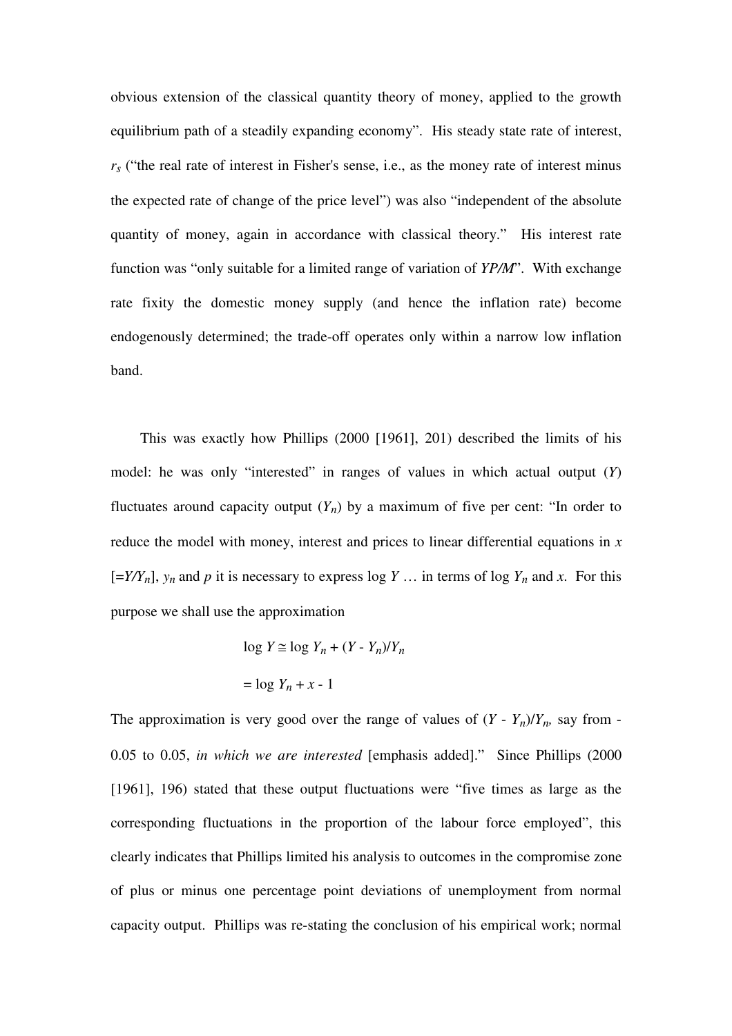obvious extension of the classical quantity theory of money, applied to the growth equilibrium path of a steadily expanding economy". His steady state rate of interest, $r_s$ ("the real rate of interest in Fisher's sense, i.e., as the money rate of interest minus the expected rate of change of the price level") was also "independent of the absolute quantity of money, again in accordance with classical theory." His interest rate function was "only suitable for a limited range of variation of *YP/M*". With exchange rate fixity the domestic money supply (and hence the inflation rate) become endogenously determined; the trade-off operates only within a narrow low inflation band.

This was exactly how Phillips (2000 [1961], 201) described the limits of his model: he was only "interested" in ranges of values in which actual output ($Y$) fluctuates around capacity output ($Y_n$) by a maximum of five per cent: "In order to reduce the model with money, interest and prices to linear differential equations in $x$ [$=Y/Y_n$], $y_n$ and $p$ it is necessary to express log $Y$ … in terms of log $Y_n$ and $x$. For this purpose we shall use the approximation

$$\log Y \cong \log Y_n + (Y - Y_n)/Y_n$$

$$= \log Y_n + x - 1$$

The approximation is very good over the range of values of $(Y - Y_n)/Y_n$, say from -0.05 to 0.05, *in which we are interested* [emphasis added]." Since Phillips (2000 [1961], 196) stated that these output fluctuations were "five times as large as the corresponding fluctuations in the proportion of the labour force employed", this clearly indicates that Phillips limited his analysis to outcomes in the compromise zone of plus or minus one percentage point deviations of unemployment from normal capacity output. Phillips was re-stating the conclusion of his empirical work; normal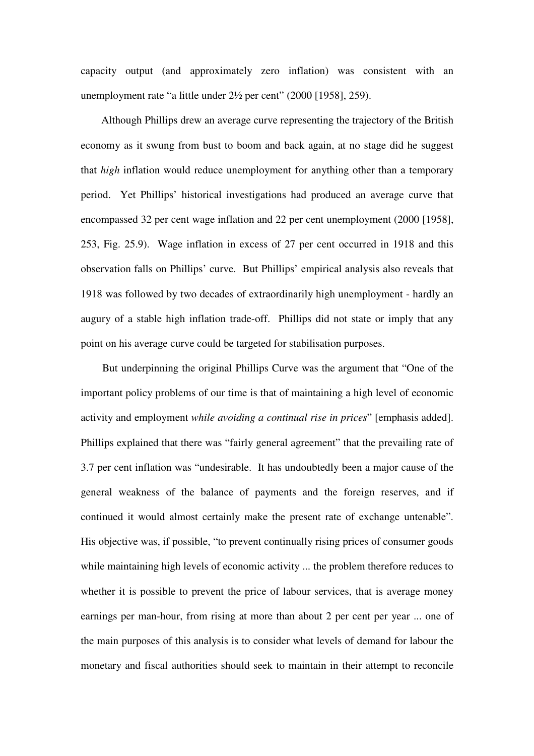capacity output (and approximately zero inflation) was consistent with an unemployment rate "a little under 2½ per cent" (2000 [1958], 259).

Although Phillips drew an average curve representing the trajectory of the British economy as it swung from bust to boom and back again, at no stage did he suggest that *high* inflation would reduce unemployment for anything other than a temporary period. Yet Phillips' historical investigations had produced an average curve that encompassed 32 per cent wage inflation and 22 per cent unemployment (2000 [1958], 253, Fig. 25.9). Wage inflation in excess of 27 per cent occurred in 1918 and this observation falls on Phillips' curve. But Phillips' empirical analysis also reveals that 1918 was followed by two decades of extraordinarily high unemployment - hardly an augury of a stable high inflation trade-off. Phillips did not state or imply that any point on his average curve could be targeted for stabilisation purposes.

But underpinning the original Phillips Curve was the argument that "One of the important policy problems of our time is that of maintaining a high level of economic activity and employment *while avoiding a continual rise in prices*" [emphasis added]. Phillips explained that there was "fairly general agreement" that the prevailing rate of 3.7 per cent inflation was "undesirable. It has undoubtedly been a major cause of the general weakness of the balance of payments and the foreign reserves, and if continued it would almost certainly make the present rate of exchange untenable". His objective was, if possible, "to prevent continually rising prices of consumer goods while maintaining high levels of economic activity ... the problem therefore reduces to whether it is possible to prevent the price of labour services, that is average money earnings per man-hour, from rising at more than about 2 per cent per year ... one of the main purposes of this analysis is to consider what levels of demand for labour the monetary and fiscal authorities should seek to maintain in their attempt to reconcile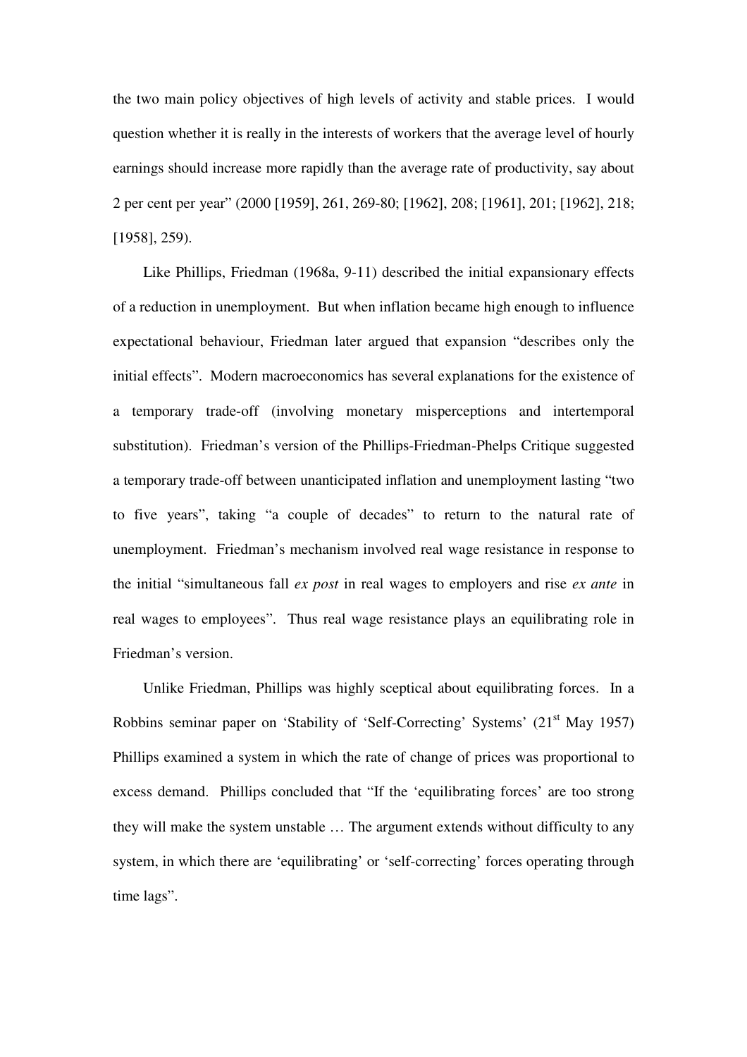the two main policy objectives of high levels of activity and stable prices. I would question whether it is really in the interests of workers that the average level of hourly earnings should increase more rapidly than the average rate of productivity, say about 2 per cent per year" (2000 [1959], 261, 269-80; [1962], 208; [1961], 201; [1962], 218; [1958], 259).

Like Phillips, Friedman (1968a, 9-11) described the initial expansionary effects of a reduction in unemployment. But when inflation became high enough to influence expectational behaviour, Friedman later argued that expansion "describes only the initial effects". Modern macroeconomics has several explanations for the existence of a temporary trade-off (involving monetary misperceptions and intertemporal substitution). Friedman's version of the Phillips-Friedman-Phelps Critique suggested a temporary trade-off between unanticipated inflation and unemployment lasting "two to five years", taking "a couple of decades" to return to the natural rate of unemployment. Friedman's mechanism involved real wage resistance in response to the initial "simultaneous fall *ex post* in real wages to employers and rise *ex ante* in real wages to employees". Thus real wage resistance plays an equilibrating role in Friedman's version.

Unlike Friedman, Phillips was highly sceptical about equilibrating forces. In a Robbins seminar paper on 'Stability of 'Self-Correcting' Systems' (21st May 1957) Phillips examined a system in which the rate of change of prices was proportional to excess demand. Phillips concluded that "If the 'equilibrating forces' are too strong they will make the system unstable … The argument extends without difficulty to any system, in which there are 'equilibrating' or 'self-correcting' forces operating through time lags".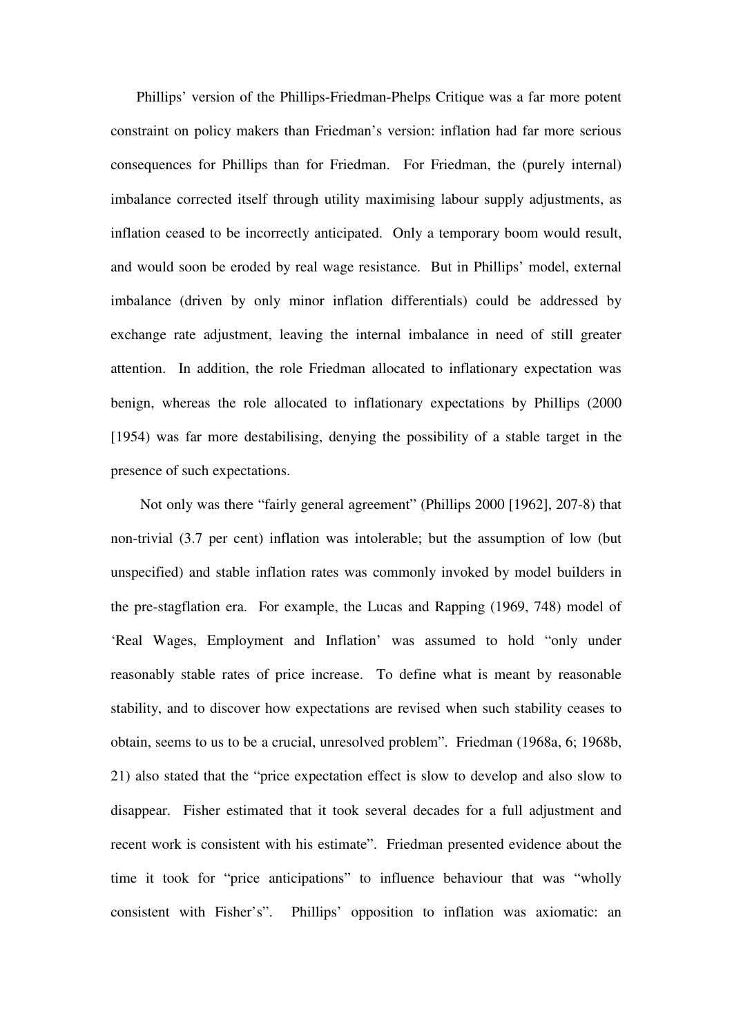Phillips' version of the Phillips-Friedman-Phelps Critique was a far more potent constraint on policy makers than Friedman's version: inflation had far more serious consequences for Phillips than for Friedman. For Friedman, the (purely internal) imbalance corrected itself through utility maximising labour supply adjustments, as inflation ceased to be incorrectly anticipated. Only a temporary boom would result, and would soon be eroded by real wage resistance. But in Phillips' model, external imbalance (driven by only minor inflation differentials) could be addressed by exchange rate adjustment, leaving the internal imbalance in need of still greater attention. In addition, the role Friedman allocated to inflationary expectation was benign, whereas the role allocated to inflationary expectations by Phillips (2000 [1954) was far more destabilising, denying the possibility of a stable target in the presence of such expectations.

Not only was there "fairly general agreement" (Phillips 2000 [1962], 207-8) that non-trivial (3.7 per cent) inflation was intolerable; but the assumption of low (but unspecified) and stable inflation rates was commonly invoked by model builders in the pre-stagflation era. For example, the Lucas and Rapping (1969, 748) model of 'Real Wages, Employment and Inflation' was assumed to hold "only under reasonably stable rates of price increase. To define what is meant by reasonable stability, and to discover how expectations are revised when such stability ceases to obtain, seems to us to be a crucial, unresolved problem". Friedman (1968a, 6; 1968b, 21) also stated that the "price expectation effect is slow to develop and also slow to disappear. Fisher estimated that it took several decades for a full adjustment and recent work is consistent with his estimate". Friedman presented evidence about the time it took for "price anticipations" to influence behaviour that was "wholly consistent with Fisher's". Phillips' opposition to inflation was axiomatic: an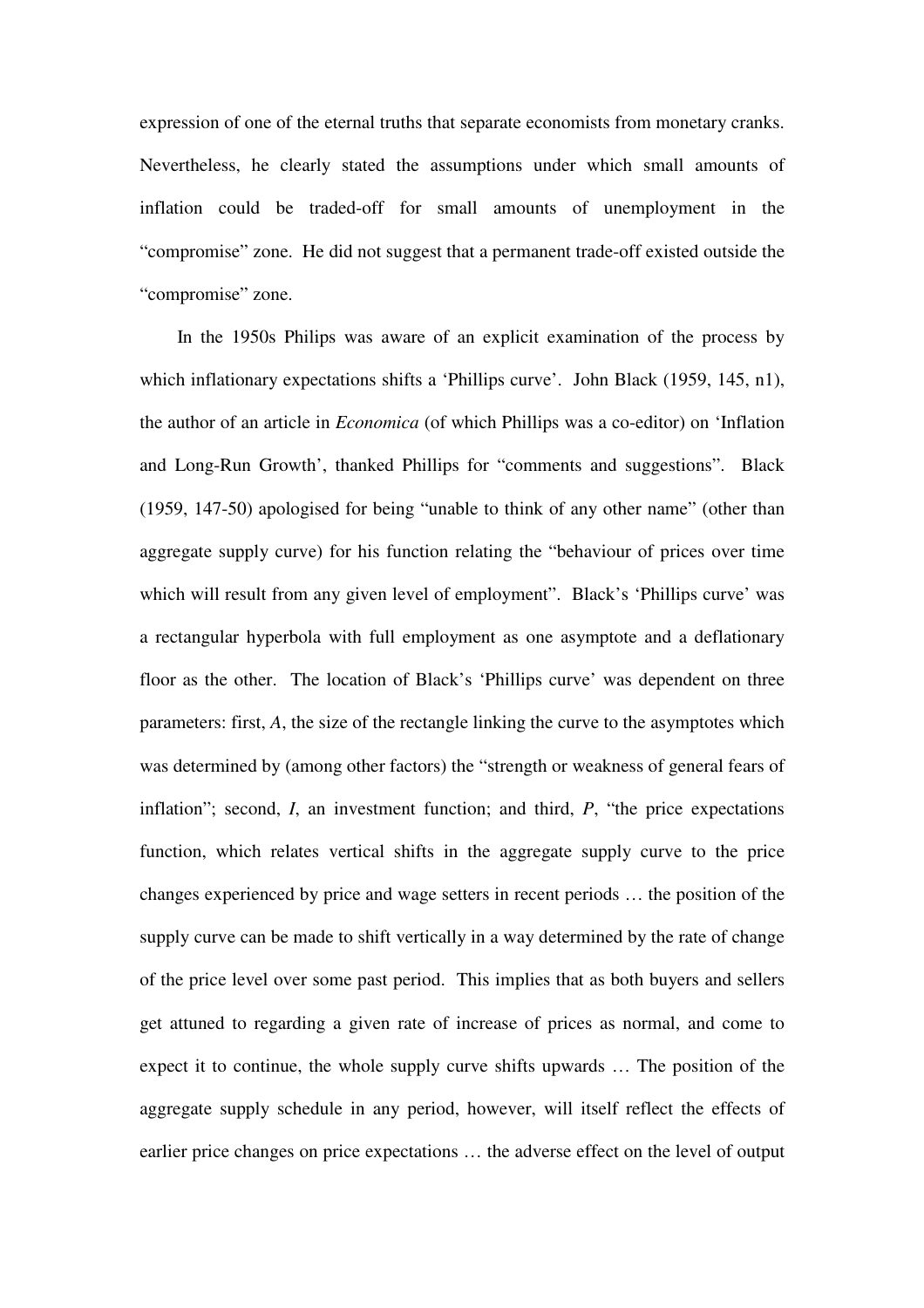expression of one of the eternal truths that separate economists from monetary cranks. Nevertheless, he clearly stated the assumptions under which small amounts of inflation could be traded-off for small amounts of unemployment in the "compromise" zone. He did not suggest that a permanent trade-off existed outside the "compromise" zone.

In the 1950s Philips was aware of an explicit examination of the process by which inflationary expectations shifts a 'Phillips curve'. John Black (1959, 145, n1), the author of an article in *Economica* (of which Phillips was a co-editor) on 'Inflation and Long-Run Growth', thanked Phillips for "comments and suggestions". Black (1959, 147-50) apologised for being "unable to think of any other name" (other than aggregate supply curve) for his function relating the "behaviour of prices over time which will result from any given level of employment". Black's 'Phillips curve' was a rectangular hyperbola with full employment as one asymptote and a deflationary floor as the other. The location of Black's 'Phillips curve' was dependent on three parameters: first, *A*, the size of the rectangle linking the curve to the asymptotes which was determined by (among other factors) the "strength or weakness of general fears of inflation"; second, *I*, an investment function; and third, *P*, "the price expectations function, which relates vertical shifts in the aggregate supply curve to the price changes experienced by price and wage setters in recent periods … the position of the supply curve can be made to shift vertically in a way determined by the rate of change of the price level over some past period. This implies that as both buyers and sellers get attuned to regarding a given rate of increase of prices as normal, and come to expect it to continue, the whole supply curve shifts upwards … The position of the aggregate supply schedule in any period, however, will itself reflect the effects of earlier price changes on price expectations … the adverse effect on the level of output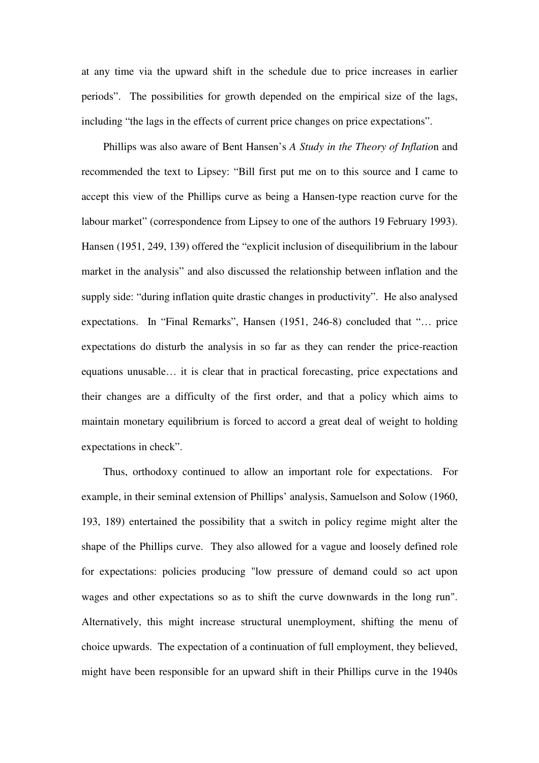at any time via the upward shift in the schedule due to price increases in earlier periods". The possibilities for growth depended on the empirical size of the lags, including "the lags in the effects of current price changes on price expectations".

Phillips was also aware of Bent Hansen's *A Study in the Theory of Inflation* and recommended the text to Lipsey: "Bill first put me on to this source and I came to accept this view of the Phillips curve as being a Hansen-type reaction curve for the labour market" (correspondence from Lipsey to one of the authors 19 February 1993). Hansen (1951, 249, 139) offered the "explicit inclusion of disequilibrium in the labour market in the analysis" and also discussed the relationship between inflation and the supply side: "during inflation quite drastic changes in productivity". He also analysed expectations. In "Final Remarks", Hansen (1951, 246-8) concluded that "… price expectations do disturb the analysis in so far as they can render the price-reaction equations unusable… it is clear that in practical forecasting, price expectations and their changes are a difficulty of the first order, and that a policy which aims to maintain monetary equilibrium is forced to accord a great deal of weight to holding expectations in check".

Thus, orthodoxy continued to allow an important role for expectations. For example, in their seminal extension of Phillips' analysis, Samuelson and Solow (1960, 193, 189) entertained the possibility that a switch in policy regime might alter the shape of the Phillips curve. They also allowed for a vague and loosely defined role for expectations: policies producing "low pressure of demand could so act upon wages and other expectations so as to shift the curve downwards in the long run". Alternatively, this might increase structural unemployment, shifting the menu of choice upwards. The expectation of a continuation of full employment, they believed, might have been responsible for an upward shift in their Phillips curve in the 1940s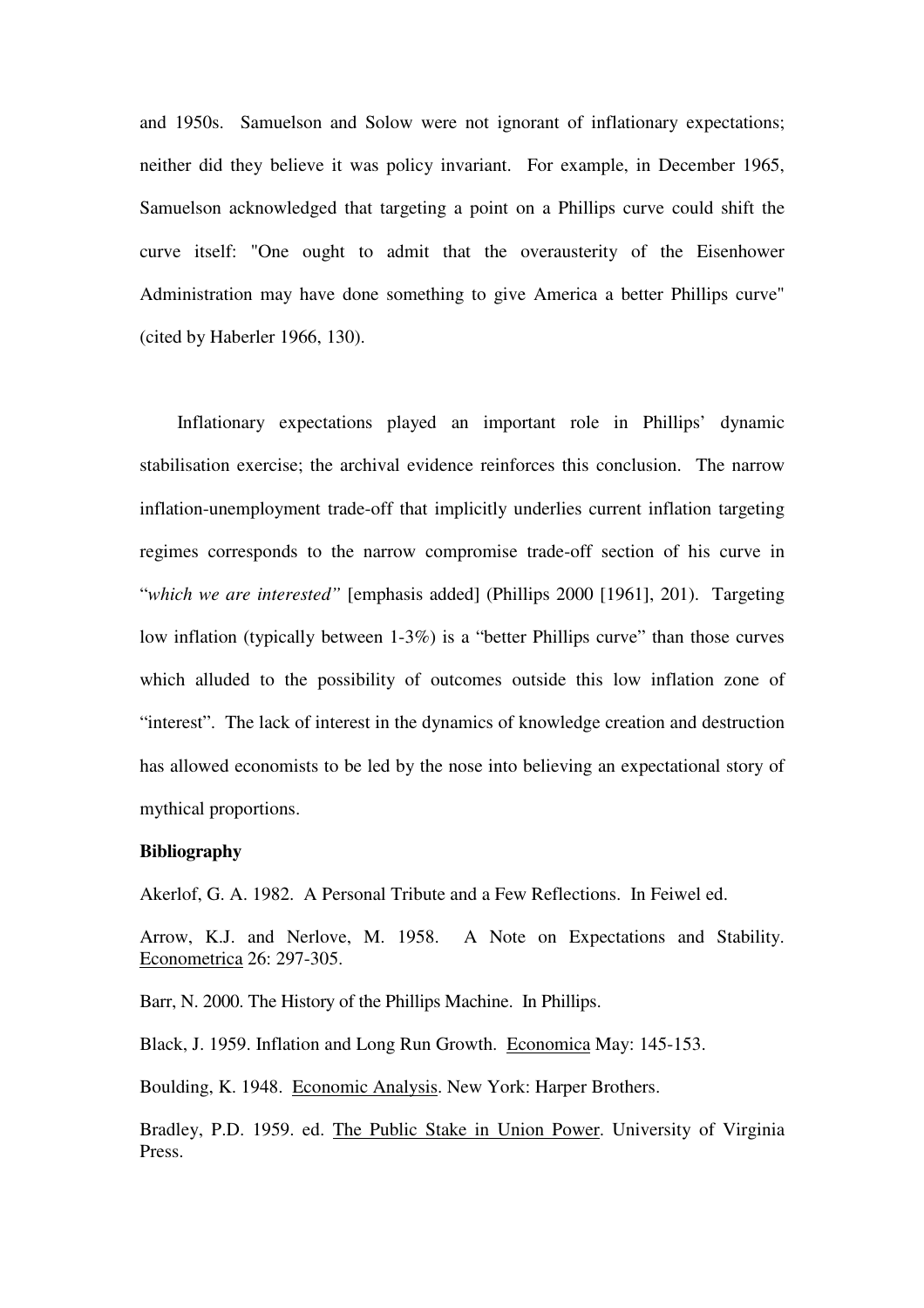and 1950s. Samuelson and Solow were not ignorant of inflationary expectations; neither did they believe it was policy invariant. For example, in December 1965, Samuelson acknowledged that targeting a point on a Phillips curve could shift the curve itself: "One ought to admit that the overausterity of the Eisenhower Administration may have done something to give America a better Phillips curve" (cited by Haberler 1966, 130).

Inflationary expectations played an important role in Phillips' dynamic stabilisation exercise; the archival evidence reinforces this conclusion. The narrow inflation-unemployment trade-off that implicitly underlies current inflation targeting regimes corresponds to the narrow compromise trade-off section of his curve in "*which we are interested"* [emphasis added] (Phillips 2000 [1961], 201). Targeting low inflation (typically between 1-3%) is a "better Phillips curve" than those curves which alluded to the possibility of outcomes outside this low inflation zone of "interest". The lack of interest in the dynamics of knowledge creation and destruction has allowed economists to be led by the nose into believing an expectational story of mythical proportions.

**Bibliography**

Akerlof, G. A. 1982. A Personal Tribute and a Few Reflections. In Feiwel ed.

Arrow, K.J. and Nerlove, M. 1958. A Note on Expectations and Stability. Econometrica 26: 297-305.

Barr, N. 2000. The History of the Phillips Machine. In Phillips.

Black, J. 1959. Inflation and Long Run Growth. Economica May: 145-153.

Boulding, K. 1948. Economic Analysis. New York: Harper Brothers.

Bradley, P.D. 1959. ed. The Public Stake in Union Power. University of Virginia Press.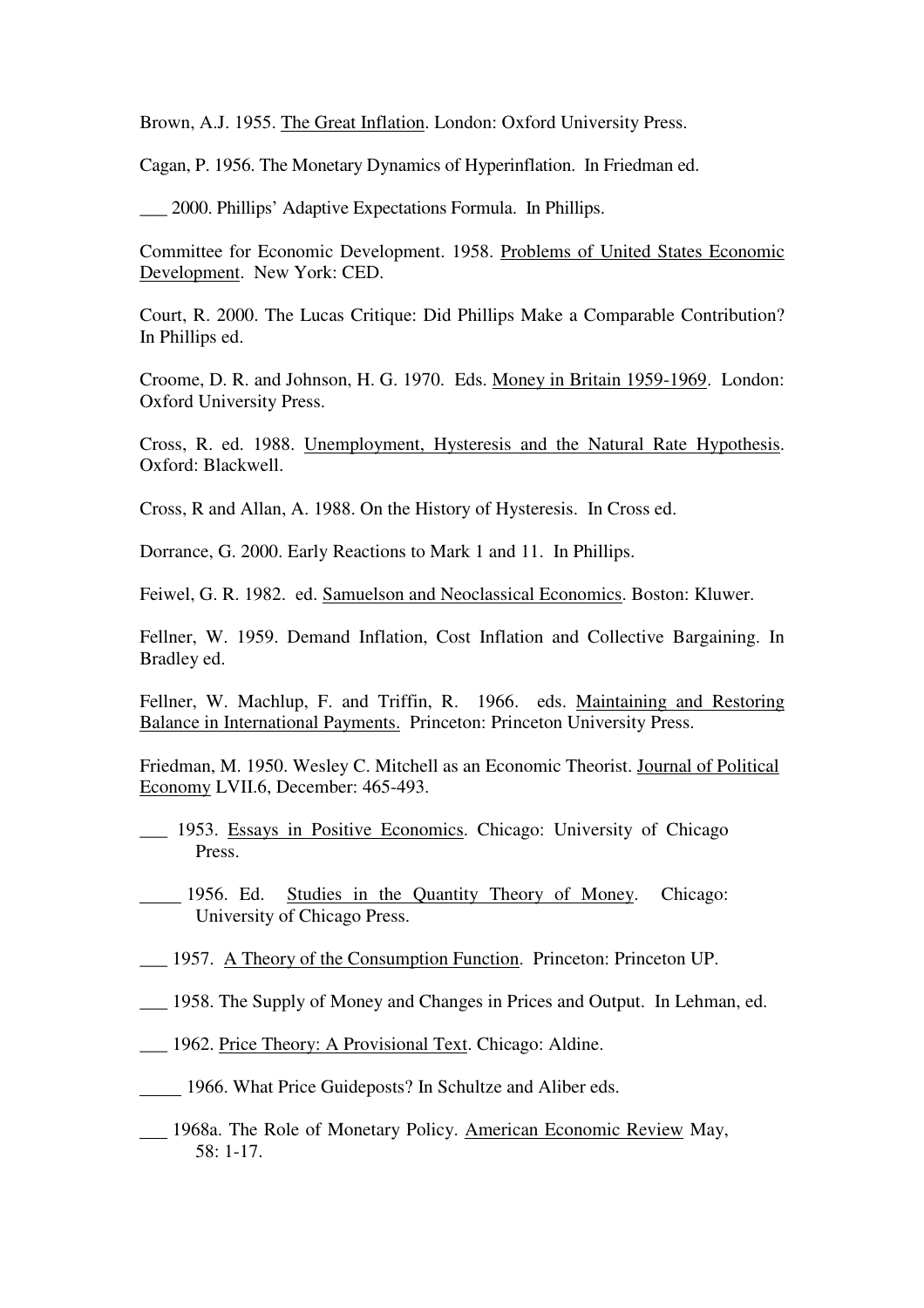Brown, A.J. 1955. The Great Inflation. London: Oxford University Press.

Cagan, P. 1956. The Monetary Dynamics of Hyperinflation. In Friedman ed.

___ 2000. Phillips' Adaptive Expectations Formula. In Phillips.

Committee for Economic Development. 1958. Problems of United States Economic Development. New York: CED.

Court, R. 2000. The Lucas Critique: Did Phillips Make a Comparable Contribution? In Phillips ed.

Croome, D. R. and Johnson, H. G. 1970. Eds. Money in Britain 1959-1969. London: Oxford University Press.

Cross, R. ed. 1988. Unemployment, Hysteresis and the Natural Rate Hypothesis. Oxford: Blackwell.

Cross, R and Allan, A. 1988. On the History of Hysteresis. In Cross ed.

Dorrance, G. 2000. Early Reactions to Mark 1 and 11. In Phillips.

Feiwel, G. R. 1982. ed. Samuelson and Neoclassical Economics. Boston: Kluwer.

Fellner, W. 1959. Demand Inflation, Cost Inflation and Collective Bargaining. In Bradley ed.

Fellner, W. Machlup, F. and Triffin, R. 1966. eds. Maintaining and Restoring Balance in International Payments. Princeton: Princeton University Press.

Friedman, M. 1950. Wesley C. Mitchell as an Economic Theorist. Journal of Political Economy LVII.6, December: 465-493.

___ 1953. Essays in Positive Economics. Chicago: University of Chicago Press.

_____ 1956. Ed. Studies in the Quantity Theory of Money. Chicago: University of Chicago Press.

___ 1957. A Theory of the Consumption Function. Princeton: Princeton UP.

___ 1958. The Supply of Money and Changes in Prices and Output. In Lehman, ed.

___ 1962. Price Theory: A Provisional Text. Chicago: Aldine.

_____ 1966. What Price Guideposts? In Schultze and Aliber eds.

___ 1968a. The Role of Monetary Policy. American Economic Review May, 58: 1-17.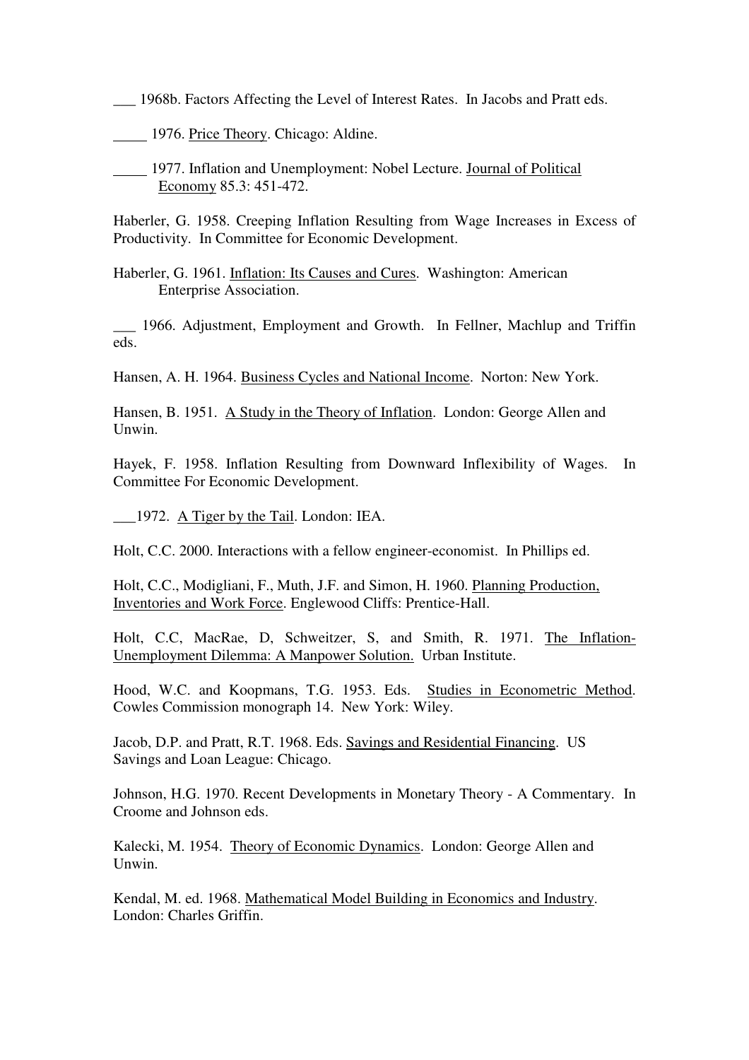___ 1968b. Factors Affecting the Level of Interest Rates. In Jacobs and Pratt eds.

_____ 1976. Price Theory. Chicago: Aldine.

_____ 1977. Inflation and Unemployment: Nobel Lecture. Journal of Political Economy 85.3: 451-472.

Haberler, G. 1958. Creeping Inflation Resulting from Wage Increases in Excess of Productivity. In Committee for Economic Development.

Haberler, G. 1961. Inflation: Its Causes and Cures. Washington: American Enterprise Association.

___ 1966. Adjustment, Employment and Growth. In Fellner, Machlup and Triffin eds.

Hansen, A. H. 1964. Business Cycles and National Income. Norton: New York.

Hansen, B. 1951. A Study in the Theory of Inflation. London: George Allen and Unwin.

Hayek, F. 1958. Inflation Resulting from Downward Inflexibility of Wages. In Committee For Economic Development.

___1972. A Tiger by the Tail. London: IEA.

Holt, C.C. 2000. Interactions with a fellow engineer-economist. In Phillips ed.

Holt, C.C., Modigliani, F., Muth, J.F. and Simon, H. 1960. Planning Production, Inventories and Work Force. Englewood Cliffs: Prentice-Hall.

Holt, C.C, MacRae, D, Schweitzer, S, and Smith, R. 1971. The Inflation-Unemployment Dilemma: A Manpower Solution. Urban Institute.

Hood, W.C. and Koopmans, T.G. 1953. Eds. Studies in Econometric Method. Cowles Commission monograph 14. New York: Wiley.

Jacob, D.P. and Pratt, R.T. 1968. Eds. Savings and Residential Financing. US Savings and Loan League: Chicago.

Johnson, H.G. 1970. Recent Developments in Monetary Theory - A Commentary. In Croome and Johnson eds.

Kalecki, M. 1954. Theory of Economic Dynamics. London: George Allen and Unwin.

Kendal, M. ed. 1968. Mathematical Model Building in Economics and Industry. London: Charles Griffin.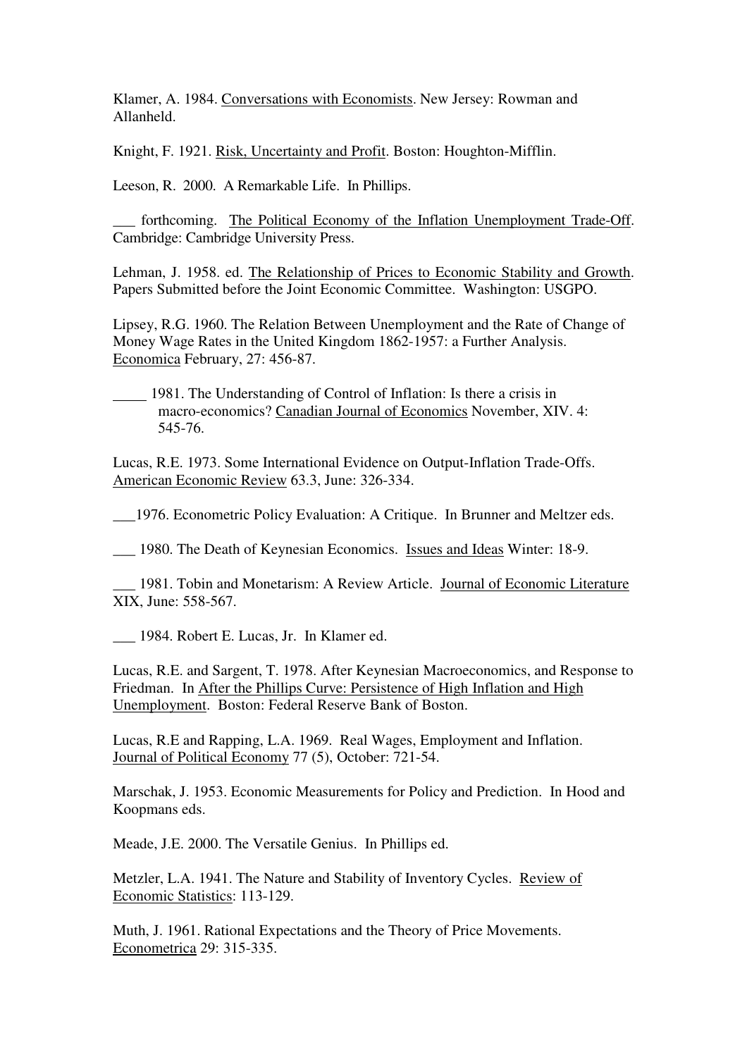Klamer, A. 1984. Conversations with Economists. New Jersey: Rowman and Allanheld.

Knight, F. 1921. Risk, Uncertainty and Profit. Boston: Houghton-Mifflin.

Leeson, R. 2000. A Remarkable Life. In Phillips.

___ forthcoming. The Political Economy of the Inflation Unemployment Trade-Off. Cambridge: Cambridge University Press.

Lehman, J. 1958. ed. The Relationship of Prices to Economic Stability and Growth. Papers Submitted before the Joint Economic Committee. Washington: USGPO.

Lipsey, R.G. 1960. The Relation Between Unemployment and the Rate of Change of Money Wage Rates in the United Kingdom 1862-1957: a Further Analysis. Economica February, 27: 456-87.

_____ 1981. The Understanding of Control of Inflation: Is there a crisis in macro-economics? Canadian Journal of Economics November, XIV. 4: 545-76.

Lucas, R.E. 1973. Some International Evidence on Output-Inflation Trade-Offs. American Economic Review 63.3, June: 326-334.

___1976. Econometric Policy Evaluation: A Critique. In Brunner and Meltzer eds.

___ 1980. The Death of Keynesian Economics. Issues and Ideas Winter: 18-9.

___ 1981. Tobin and Monetarism: A Review Article. Journal of Economic Literature XIX, June: 558-567.

___ 1984. Robert E. Lucas, Jr. In Klamer ed.

Lucas, R.E. and Sargent, T. 1978. After Keynesian Macroeconomics, and Response to Friedman. In After the Phillips Curve: Persistence of High Inflation and High Unemployment. Boston: Federal Reserve Bank of Boston.

Lucas, R.E and Rapping, L.A. 1969. Real Wages, Employment and Inflation. Journal of Political Economy 77 (5), October: 721-54.

Marschak, J. 1953. Economic Measurements for Policy and Prediction. In Hood and Koopmans eds.

Meade, J.E. 2000. The Versatile Genius. In Phillips ed.

Metzler, L.A. 1941. The Nature and Stability of Inventory Cycles. Review of Economic Statistics: 113-129.

Muth, J. 1961. Rational Expectations and the Theory of Price Movements. Econometrica 29: 315-335.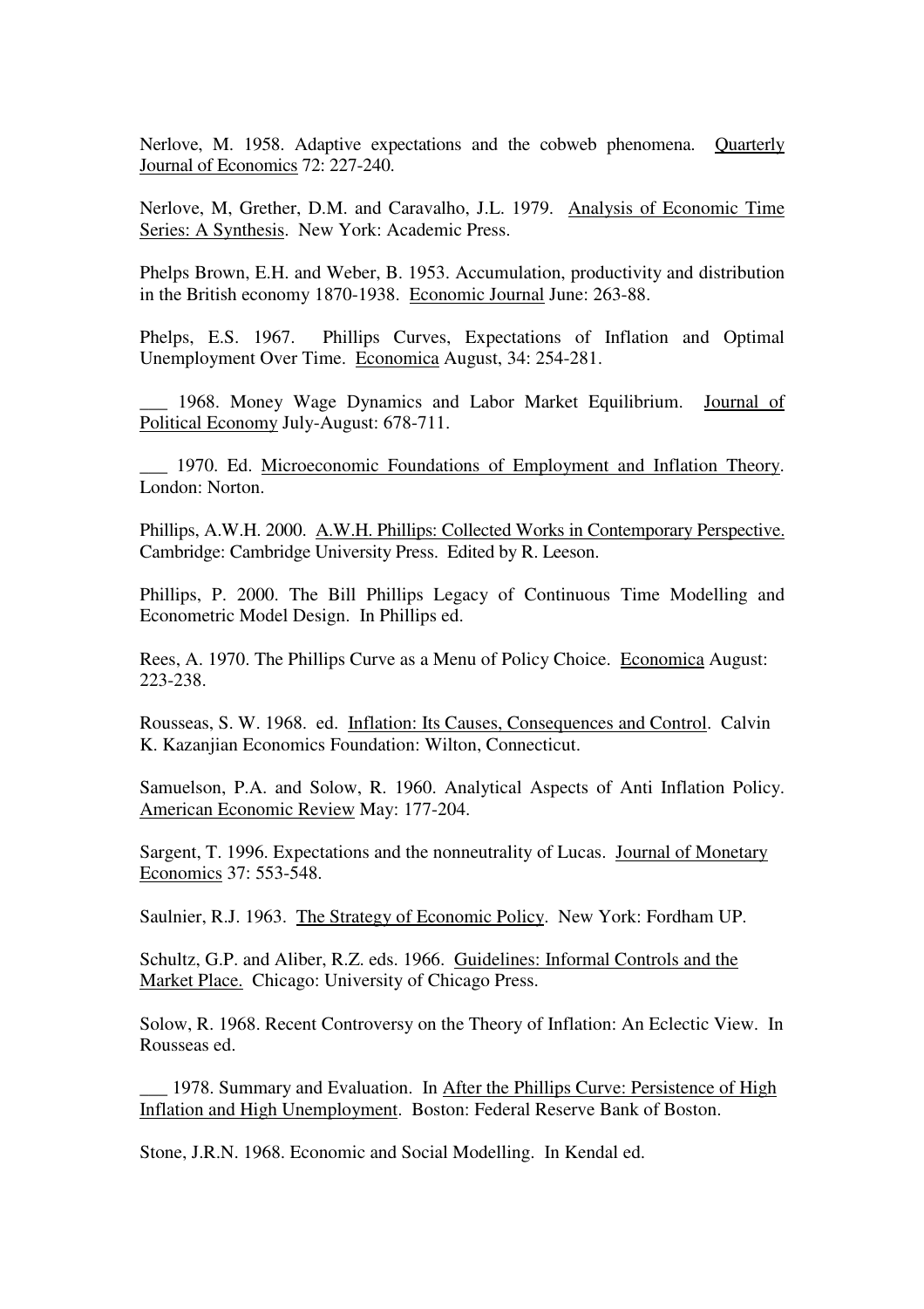Nerlove, M. 1958. Adaptive expectations and the cobweb phenomena. Quarterly Journal of Economics 72: 227-240.

Nerlove, M, Grether, D.M. and Caravalho, J.L. 1979. Analysis of Economic Time Series: A Synthesis. New York: Academic Press.

Phelps Brown, E.H. and Weber, B. 1953. Accumulation, productivity and distribution in the British economy 1870-1938. Economic Journal June: 263-88.

Phelps, E.S. 1967. Phillips Curves, Expectations of Inflation and Optimal Unemployment Over Time. Economica August, 34: 254-281.

___ 1968. Money Wage Dynamics and Labor Market Equilibrium. Journal of Political Economy July-August: 678-711.

___ 1970. Ed. Microeconomic Foundations of Employment and Inflation Theory. London: Norton.

Phillips, A.W.H. 2000. A.W.H. Phillips: Collected Works in Contemporary Perspective. Cambridge: Cambridge University Press. Edited by R. Leeson.

Phillips, P. 2000. The Bill Phillips Legacy of Continuous Time Modelling and Econometric Model Design. In Phillips ed.

Rees, A. 1970. The Phillips Curve as a Menu of Policy Choice. Economica August: 223-238.

Rousseas, S. W. 1968. ed. Inflation: Its Causes, Consequences and Control. Calvin K. Kazanjian Economics Foundation: Wilton, Connecticut.

Samuelson, P.A. and Solow, R. 1960. Analytical Aspects of Anti Inflation Policy. American Economic Review May: 177-204.

Sargent, T. 1996. Expectations and the nonneutrality of Lucas. Journal of Monetary Economics 37: 553-548.

Saulnier, R.J. 1963. The Strategy of Economic Policy. New York: Fordham UP.

Schultz, G.P. and Aliber, R.Z. eds. 1966. Guidelines: Informal Controls and the Market Place. Chicago: University of Chicago Press.

Solow, R. 1968. Recent Controversy on the Theory of Inflation: An Eclectic View. In Rousseas ed.

___ 1978. Summary and Evaluation. In After the Phillips Curve: Persistence of High Inflation and High Unemployment. Boston: Federal Reserve Bank of Boston.

Stone, J.R.N. 1968. Economic and Social Modelling. In Kendal ed.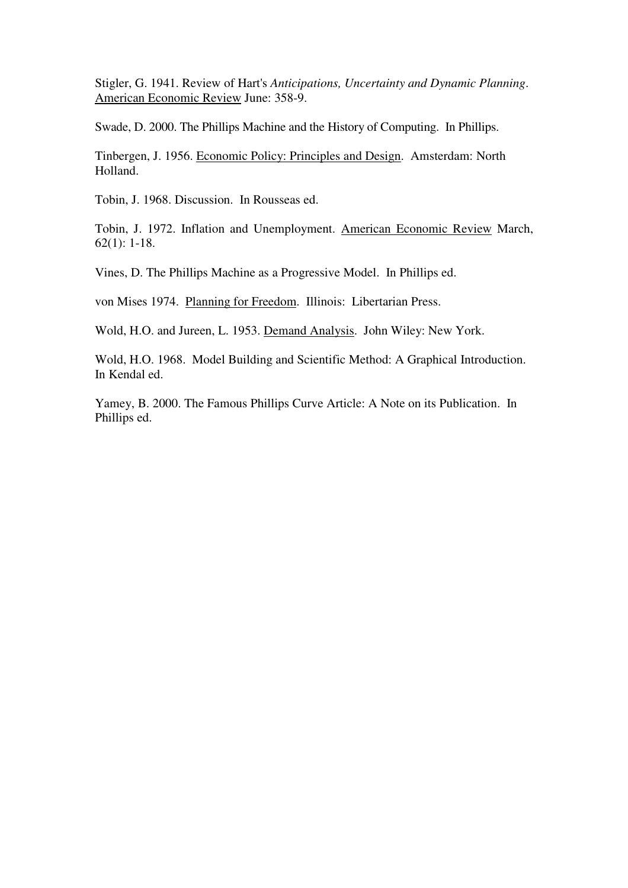Stigler, G. 1941. Review of Hart's *Anticipations, Uncertainty and Dynamic Planning*. <u>American Economic Review</u> June: 358-9.

Swade, D. 2000. The Phillips Machine and the History of Computing. In Phillips.

Tinbergen, J. 1956. <u>Economic Policy: Principles and Design</u>. Amsterdam: North Holland.

Tobin, J. 1968. Discussion. In Rousseas ed.

Tobin, J. 1972. Inflation and Unemployment. <u>American Economic Review</u> March, 62(1): 1-18.

Vines, D. The Phillips Machine as a Progressive Model. In Phillips ed.

von Mises 1974. <u>Planning for Freedom</u>. Illinois: Libertarian Press.

Wold, H.O. and Jureen, L. 1953. <u>Demand Analysis</u>. John Wiley: New York.

Wold, H.O. 1968. Model Building and Scientific Method: A Graphical Introduction. In Kendal ed.

Yamey, B. 2000. The Famous Phillips Curve Article: A Note on its Publication. In Phillips ed.